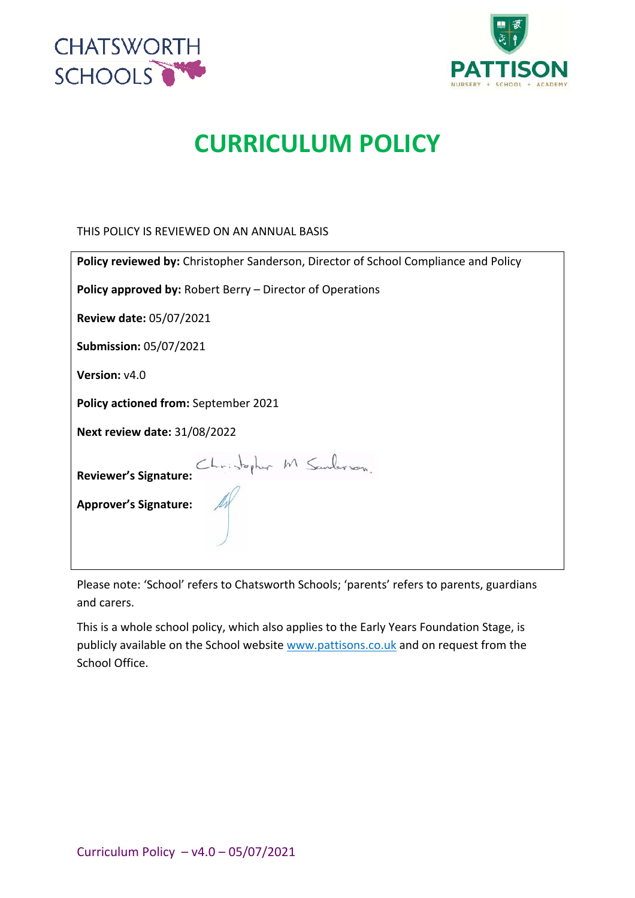# CURRICULUM POLICY

THIS POLICY IS REVIEWED ON AN ANNUAL BASIS

**Policy reviewed by:** Christopher Sanderson, Director of School Compliance and Policy

**Policy approved by:** Robert Berry – Director of Operations

**Review date:** 05/07/2021

**Submission:** 05/07/2021

**Version:** v4.0

**Policy actioned from:** September 2021

**Next review date:** 31/08/2022

**Reviewer's Signature:**

**Approver's Signature:**

Please note: 'School' refers to Chatsworth Schools; 'parents' refers to parents, guardians and carers.

This is a whole school policy, which also applies to the Early Years Foundation Stage, is publicly available on the School website www.pattisons.co.uk and on request from the School Office.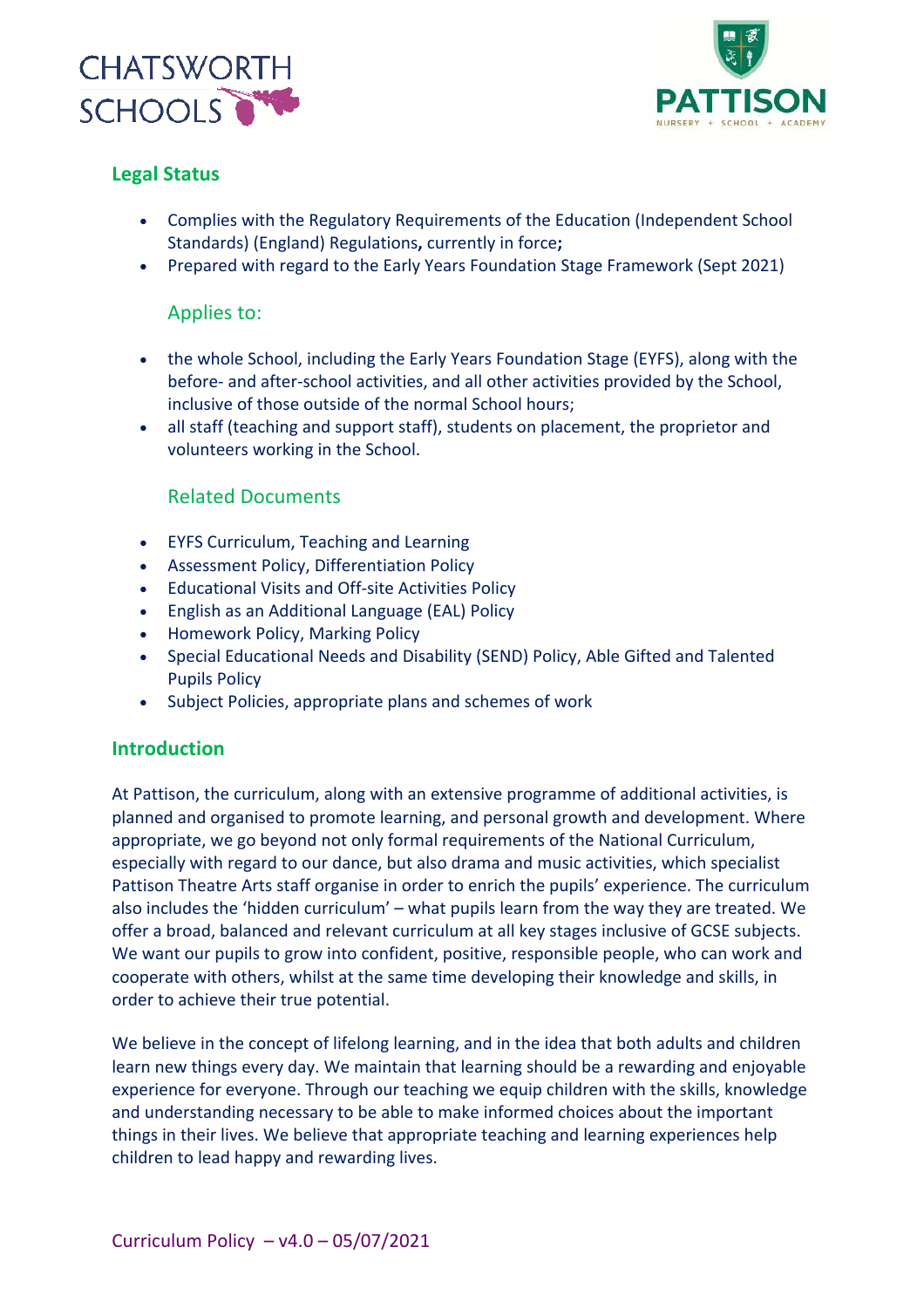## Legal Status

- Complies with the Regulatory Requirements of the Education (Independent School Standards) (England) Regulations**,** currently in force**;**
- Prepared with regard to the Early Years Foundation Stage Framework (Sept 2021)

### Applies to:

- the whole School, including the Early Years Foundation Stage (EYFS), along with the before- and after-school activities, and all other activities provided by the School, inclusive of those outside of the normal School hours;
- all staff (teaching and support staff), students on placement, the proprietor and volunteers working in the School.

### Related Documents

- EYFS Curriculum, Teaching and Learning
- Assessment Policy, Differentiation Policy
- Educational Visits and Off-site Activities Policy
- English as an Additional Language (EAL) Policy
- Homework Policy, Marking Policy
- Special Educational Needs and Disability (SEND) Policy, Able Gifted and Talented Pupils Policy
- Subject Policies, appropriate plans and schemes of work

## Introduction

At Pattison, the curriculum, along with an extensive programme of additional activities, is planned and organised to promote learning, and personal growth and development. Where appropriate, we go beyond not only formal requirements of the National Curriculum, especially with regard to our dance, but also drama and music activities, which specialist Pattison Theatre Arts staff organise in order to enrich the pupils' experience. The curriculum also includes the 'hidden curriculum' – what pupils learn from the way they are treated. We offer a broad, balanced and relevant curriculum at all key stages inclusive of GCSE subjects. We want our pupils to grow into confident, positive, responsible people, who can work and cooperate with others, whilst at the same time developing their knowledge and skills, in order to achieve their true potential.

We believe in the concept of lifelong learning, and in the idea that both adults and children learn new things every day. We maintain that learning should be a rewarding and enjoyable experience for everyone. Through our teaching we equip children with the skills, knowledge and understanding necessary to be able to make informed choices about the important things in their lives. We believe that appropriate teaching and learning experiences help children to lead happy and rewarding lives.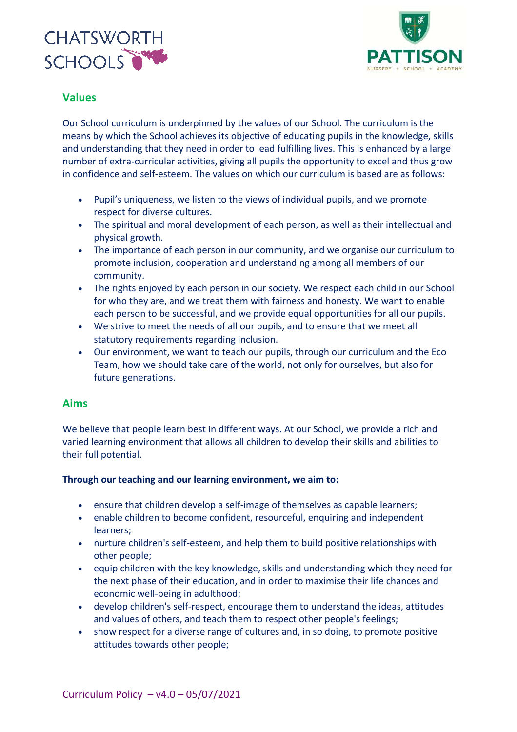## Values

Our School curriculum is underpinned by the values of our School. The curriculum is the means by which the School achieves its objective of educating pupils in the knowledge, skills and understanding that they need in order to lead fulfilling lives. This is enhanced by a large number of extra-curricular activities, giving all pupils the opportunity to excel and thus grow in confidence and self-esteem. The values on which our curriculum is based are as follows:

- Pupil's uniqueness, we listen to the views of individual pupils, and we promote respect for diverse cultures.
- The spiritual and moral development of each person, as well as their intellectual and physical growth.
- The importance of each person in our community, and we organise our curriculum to promote inclusion, cooperation and understanding among all members of our community.
- The rights enjoyed by each person in our society. We respect each child in our School for who they are, and we treat them with fairness and honesty. We want to enable each person to be successful, and we provide equal opportunities for all our pupils.
- We strive to meet the needs of all our pupils, and to ensure that we meet all statutory requirements regarding inclusion.
- Our environment, we want to teach our pupils, through our curriculum and the Eco Team, how we should take care of the world, not only for ourselves, but also for future generations.

## Aims

We believe that people learn best in different ways. At our School, we provide a rich and varied learning environment that allows all children to develop their skills and abilities to their full potential.

**Through our teaching and our learning environment, we aim to:**

- ensure that children develop a self-image of themselves as capable learners;
- enable children to become confident, resourceful, enquiring and independent learners;
- nurture children's self-esteem, and help them to build positive relationships with other people;
- equip children with the key knowledge, skills and understanding which they need for the next phase of their education, and in order to maximise their life chances and economic well-being in adulthood;
- develop children's self-respect, encourage them to understand the ideas, attitudes and values of others, and teach them to respect other people's feelings;
- show respect for a diverse range of cultures and, in so doing, to promote positive attitudes towards other people;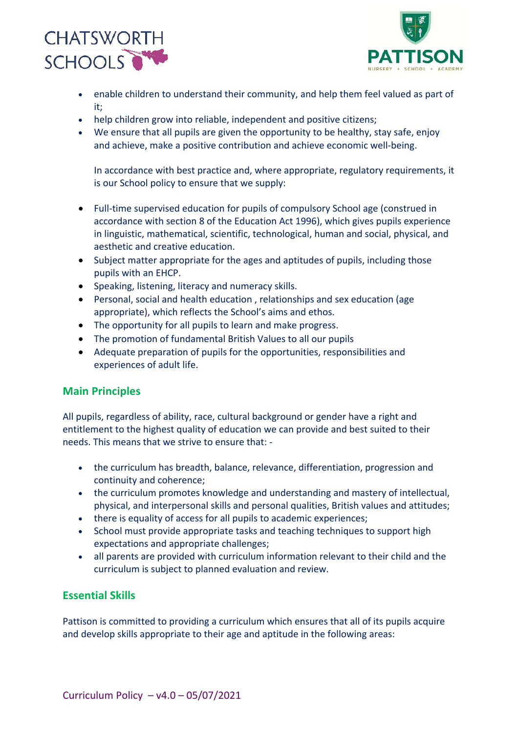- enable children to understand their community, and help them feel valued as part of it;
- help children grow into reliable, independent and positive citizens;
- We ensure that all pupils are given the opportunity to be healthy, stay safe, enjoy and achieve, make a positive contribution and achieve economic well-being.

  In accordance with best practice and, where appropriate, regulatory requirements, it is our School policy to ensure that we supply:

- Full-time supervised education for pupils of compulsory School age (construed in accordance with section 8 of the Education Act 1996), which gives pupils experience in linguistic, mathematical, scientific, technological, human and social, physical, and aesthetic and creative education.
- Subject matter appropriate for the ages and aptitudes of pupils, including those pupils with an EHCP.
- Speaking, listening, literacy and numeracy skills.
- Personal, social and health education , relationships and sex education (age appropriate), which reflects the School's aims and ethos.
- The opportunity for all pupils to learn and make progress.
- The promotion of fundamental British Values to all our pupils
- Adequate preparation of pupils for the opportunities, responsibilities and experiences of adult life.

## Main Principles

All pupils, regardless of ability, race, cultural background or gender have a right and entitlement to the highest quality of education we can provide and best suited to their needs. This means that we strive to ensure that: -

- the curriculum has breadth, balance, relevance, differentiation, progression and continuity and coherence;
- the curriculum promotes knowledge and understanding and mastery of intellectual, physical, and interpersonal skills and personal qualities, British values and attitudes;
- there is equality of access for all pupils to academic experiences;
- School must provide appropriate tasks and teaching techniques to support high expectations and appropriate challenges;
- all parents are provided with curriculum information relevant to their child and the curriculum is subject to planned evaluation and review.

## Essential Skills

Pattison is committed to providing a curriculum which ensures that all of its pupils acquire and develop skills appropriate to their age and aptitude in the following areas: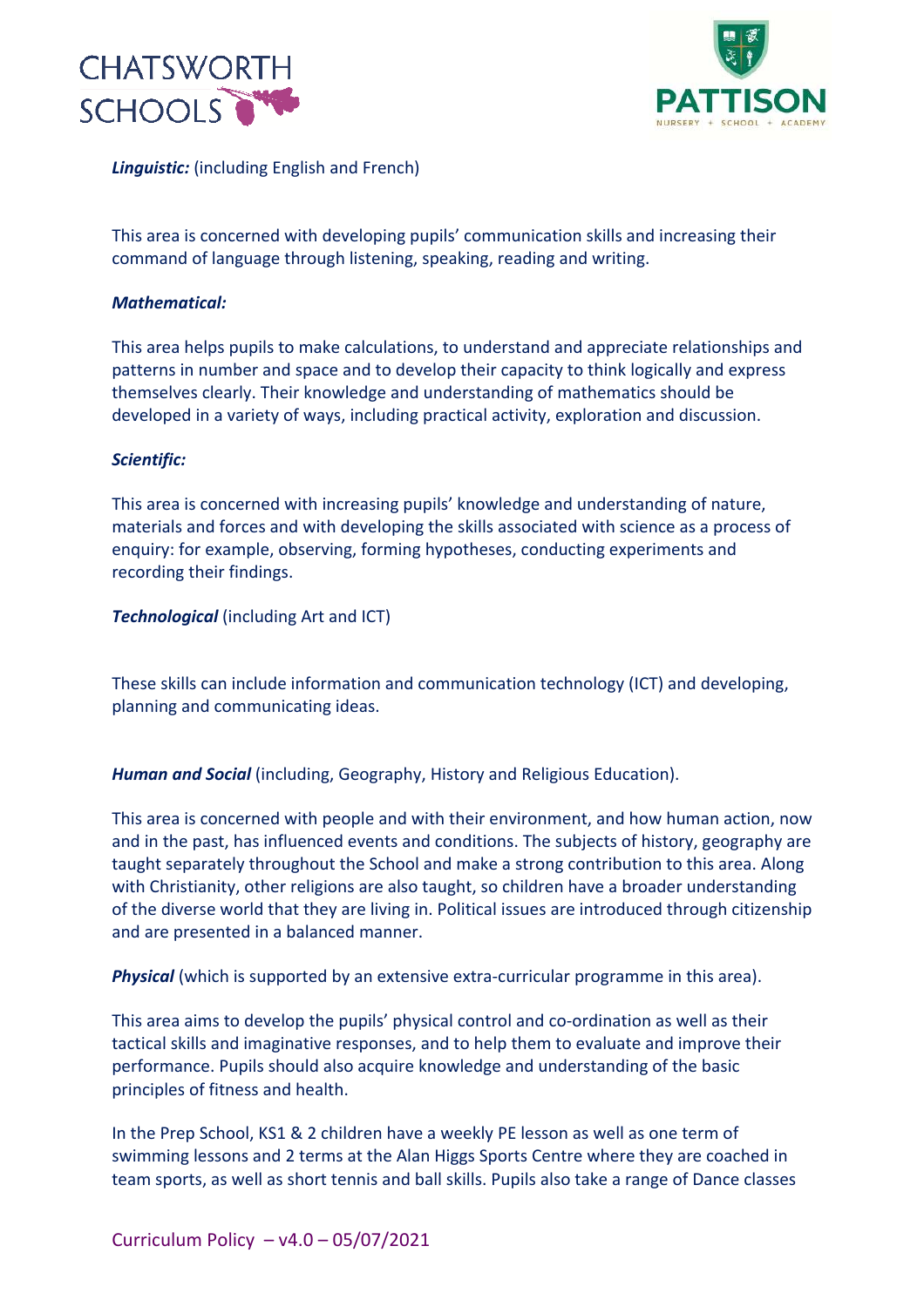***Linguistic:*** (including English and French)

This area is concerned with developing pupils' communication skills and increasing their command of language through listening, speaking, reading and writing.

***Mathematical:***

This area helps pupils to make calculations, to understand and appreciate relationships and patterns in number and space and to develop their capacity to think logically and express themselves clearly. Their knowledge and understanding of mathematics should be developed in a variety of ways, including practical activity, exploration and discussion.

***Scientific:***

This area is concerned with increasing pupils' knowledge and understanding of nature, materials and forces and with developing the skills associated with science as a process of enquiry: for example, observing, forming hypotheses, conducting experiments and recording their findings.

***Technological*** (including Art and ICT)

These skills can include information and communication technology (ICT) and developing, planning and communicating ideas.

***Human and Social*** (including, Geography, History and Religious Education).

This area is concerned with people and with their environment, and how human action, now and in the past, has influenced events and conditions. The subjects of history, geography are taught separately throughout the School and make a strong contribution to this area. Along with Christianity, other religions are also taught, so children have a broader understanding of the diverse world that they are living in. Political issues are introduced through citizenship and are presented in a balanced manner.

***Physical*** (which is supported by an extensive extra-curricular programme in this area).

This area aims to develop the pupils' physical control and co-ordination as well as their tactical skills and imaginative responses, and to help them to evaluate and improve their performance. Pupils should also acquire knowledge and understanding of the basic principles of fitness and health.

In the Prep School, KS1 & 2 children have a weekly PE lesson as well as one term of swimming lessons and 2 terms at the Alan Higgs Sports Centre where they are coached in team sports, as well as short tennis and ball skills. Pupils also take a range of Dance classes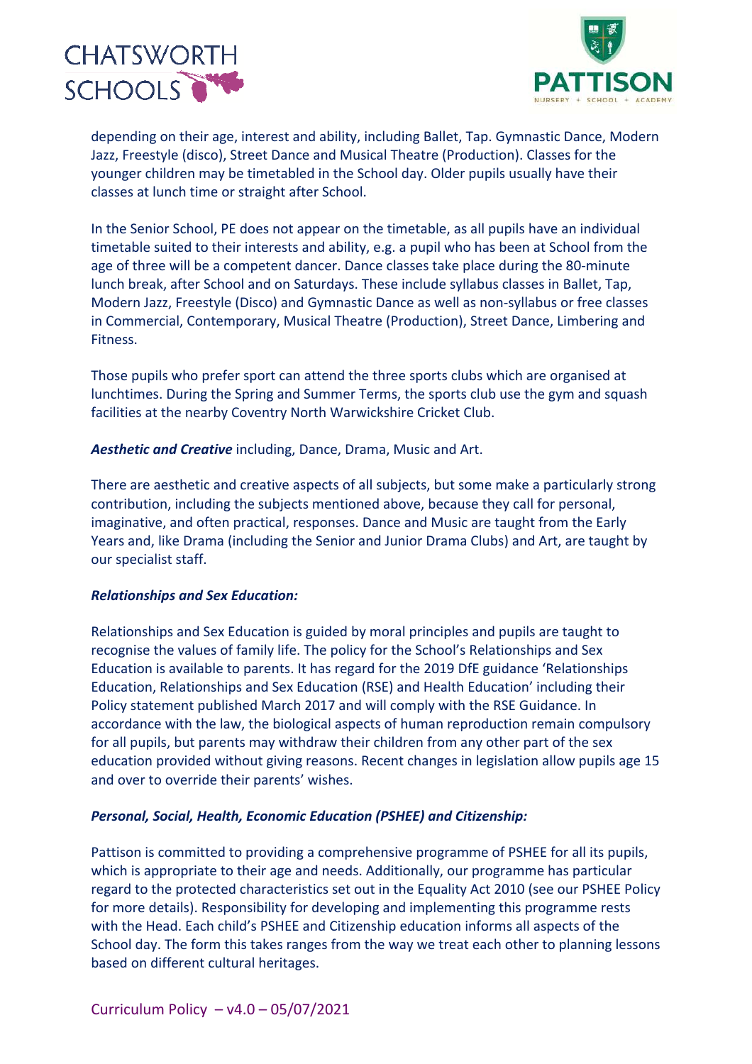depending on their age, interest and ability, including Ballet, Tap. Gymnastic Dance, Modern Jazz, Freestyle (disco), Street Dance and Musical Theatre (Production). Classes for the younger children may be timetabled in the School day. Older pupils usually have their classes at lunch time or straight after School.

In the Senior School, PE does not appear on the timetable, as all pupils have an individual timetable suited to their interests and ability, e.g. a pupil who has been at School from the age of three will be a competent dancer. Dance classes take place during the 80-minute lunch break, after School and on Saturdays. These include syllabus classes in Ballet, Tap, Modern Jazz, Freestyle (Disco) and Gymnastic Dance as well as non-syllabus or free classes in Commercial, Contemporary, Musical Theatre (Production), Street Dance, Limbering and Fitness.

Those pupils who prefer sport can attend the three sports clubs which are organised at lunchtimes. During the Spring and Summer Terms, the sports club use the gym and squash facilities at the nearby Coventry North Warwickshire Cricket Club.

***Aesthetic and Creative*** including, Dance, Drama, Music and Art.

There are aesthetic and creative aspects of all subjects, but some make a particularly strong contribution, including the subjects mentioned above, because they call for personal, imaginative, and often practical, responses. Dance and Music are taught from the Early Years and, like Drama (including the Senior and Junior Drama Clubs) and Art, are taught by our specialist staff.

***Relationships and Sex Education:***

Relationships and Sex Education is guided by moral principles and pupils are taught to recognise the values of family life. The policy for the School's Relationships and Sex Education is available to parents. It has regard for the 2019 DfE guidance 'Relationships Education, Relationships and Sex Education (RSE) and Health Education' including their Policy statement published March 2017 and will comply with the RSE Guidance. In accordance with the law, the biological aspects of human reproduction remain compulsory for all pupils, but parents may withdraw their children from any other part of the sex education provided without giving reasons. Recent changes in legislation allow pupils age 15 and over to override their parents' wishes.

***Personal, Social, Health, Economic Education (PSHEE) and Citizenship:***

Pattison is committed to providing a comprehensive programme of PSHEE for all its pupils, which is appropriate to their age and needs. Additionally, our programme has particular regard to the protected characteristics set out in the Equality Act 2010 (see our PSHEE Policy for more details). Responsibility for developing and implementing this programme rests with the Head. Each child's PSHEE and Citizenship education informs all aspects of the School day. The form this takes ranges from the way we treat each other to planning lessons based on different cultural heritages.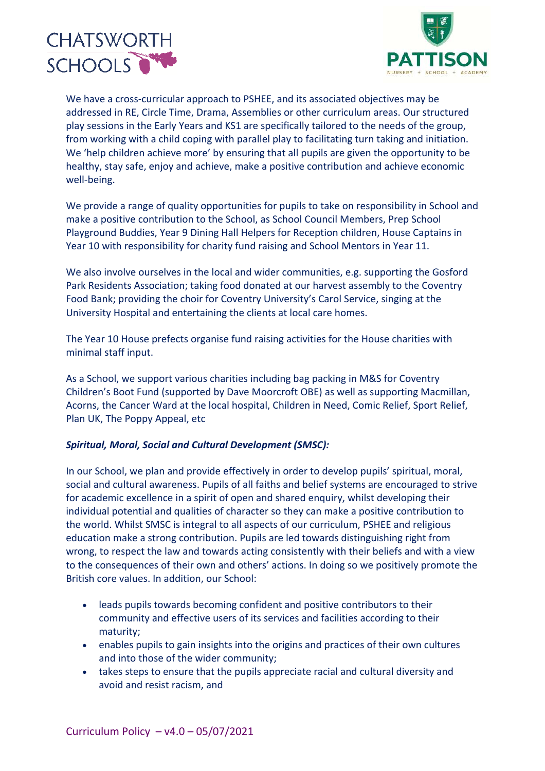We have a cross-curricular approach to PSHEE, and its associated objectives may be addressed in RE, Circle Time, Drama, Assemblies or other curriculum areas. Our structured play sessions in the Early Years and KS1 are specifically tailored to the needs of the group, from working with a child coping with parallel play to facilitating turn taking and initiation. We 'help children achieve more' by ensuring that all pupils are given the opportunity to be healthy, stay safe, enjoy and achieve, make a positive contribution and achieve economic well-being.

We provide a range of quality opportunities for pupils to take on responsibility in School and make a positive contribution to the School, as School Council Members, Prep School Playground Buddies, Year 9 Dining Hall Helpers for Reception children, House Captains in Year 10 with responsibility for charity fund raising and School Mentors in Year 11.

We also involve ourselves in the local and wider communities, e.g. supporting the Gosford Park Residents Association; taking food donated at our harvest assembly to the Coventry Food Bank; providing the choir for Coventry University's Carol Service, singing at the University Hospital and entertaining the clients at local care homes.

The Year 10 House prefects organise fund raising activities for the House charities with minimal staff input.

As a School, we support various charities including bag packing in M&S for Coventry Children's Boot Fund (supported by Dave Moorcroft OBE) as well as supporting Macmillan, Acorns, the Cancer Ward at the local hospital, Children in Need, Comic Relief, Sport Relief, Plan UK, The Poppy Appeal, etc

***Spiritual, Moral, Social and Cultural Development (SMSC):***

In our School, we plan and provide effectively in order to develop pupils' spiritual, moral, social and cultural awareness. Pupils of all faiths and belief systems are encouraged to strive for academic excellence in a spirit of open and shared enquiry, whilst developing their individual potential and qualities of character so they can make a positive contribution to the world. Whilst SMSC is integral to all aspects of our curriculum, PSHEE and religious education make a strong contribution. Pupils are led towards distinguishing right from wrong, to respect the law and towards acting consistently with their beliefs and with a view to the consequences of their own and others' actions. In doing so we positively promote the British core values. In addition, our School:

- leads pupils towards becoming confident and positive contributors to their community and effective users of its services and facilities according to their maturity;
- enables pupils to gain insights into the origins and practices of their own cultures and into those of the wider community;
- takes steps to ensure that the pupils appreciate racial and cultural diversity and avoid and resist racism, and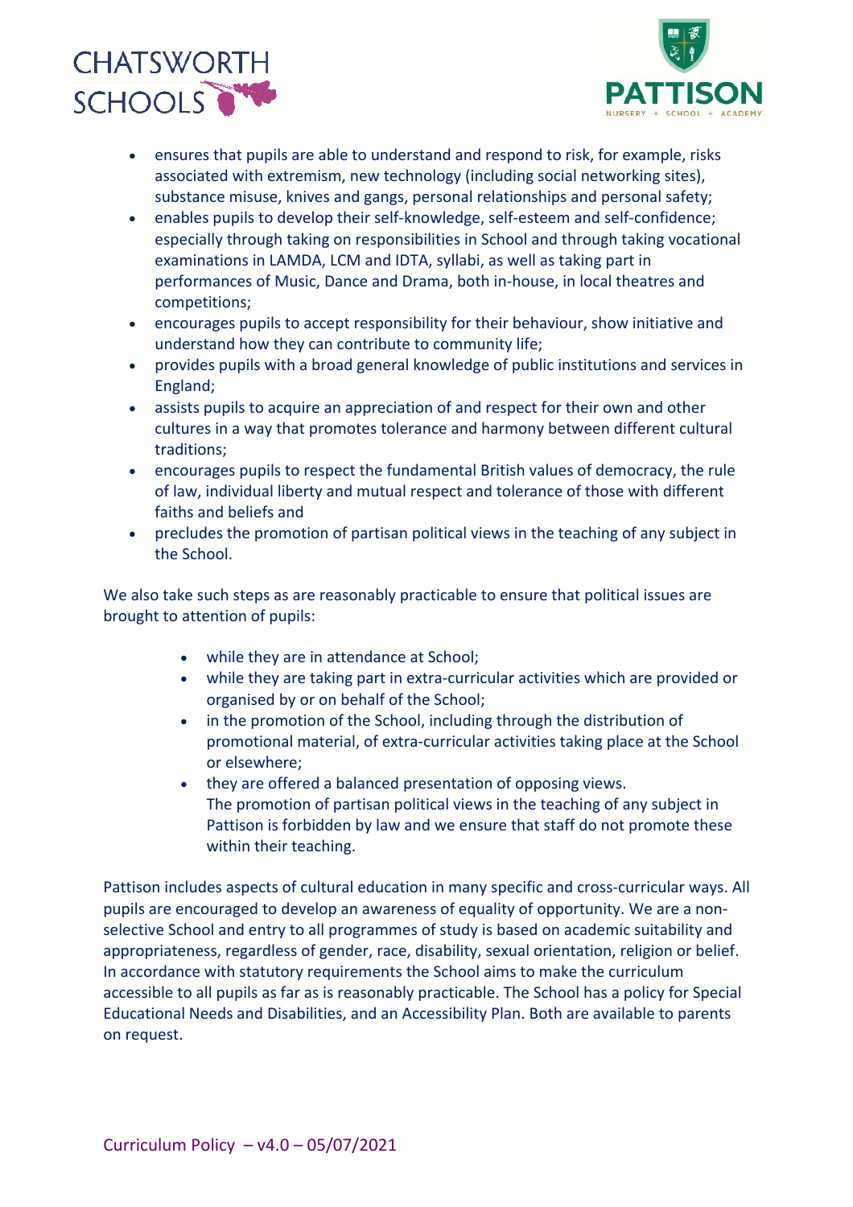- ensures that pupils are able to understand and respond to risk, for example, risks associated with extremism, new technology (including social networking sites), substance misuse, knives and gangs, personal relationships and personal safety;
- enables pupils to develop their self-knowledge, self-esteem and self-confidence; especially through taking on responsibilities in School and through taking vocational examinations in LAMDA, LCM and IDTA, syllabi, as well as taking part in performances of Music, Dance and Drama, both in-house, in local theatres and competitions;
- encourages pupils to accept responsibility for their behaviour, show initiative and understand how they can contribute to community life;
- provides pupils with a broad general knowledge of public institutions and services in England;
- assists pupils to acquire an appreciation of and respect for their own and other cultures in a way that promotes tolerance and harmony between different cultural traditions;
- encourages pupils to respect the fundamental British values of democracy, the rule of law, individual liberty and mutual respect and tolerance of those with different faiths and beliefs and
- precludes the promotion of partisan political views in the teaching of any subject in the School.

We also take such steps as are reasonably practicable to ensure that political issues are brought to attention of pupils:

- while they are in attendance at School;
- while they are taking part in extra-curricular activities which are provided or organised by or on behalf of the School;
- in the promotion of the School, including through the distribution of promotional material, of extra-curricular activities taking place at the School or elsewhere;
- they are offered a balanced presentation of opposing views.
  The promotion of partisan political views in the teaching of any subject in Pattison is forbidden by law and we ensure that staff do not promote these within their teaching.

Pattison includes aspects of cultural education in many specific and cross-curricular ways. All pupils are encouraged to develop an awareness of equality of opportunity. We are a non-selective School and entry to all programmes of study is based on academic suitability and appropriateness, regardless of gender, race, disability, sexual orientation, religion or belief. In accordance with statutory requirements the School aims to make the curriculum accessible to all pupils as far as is reasonably practicable. The School has a policy for Special Educational Needs and Disabilities, and an Accessibility Plan. Both are available to parents on request.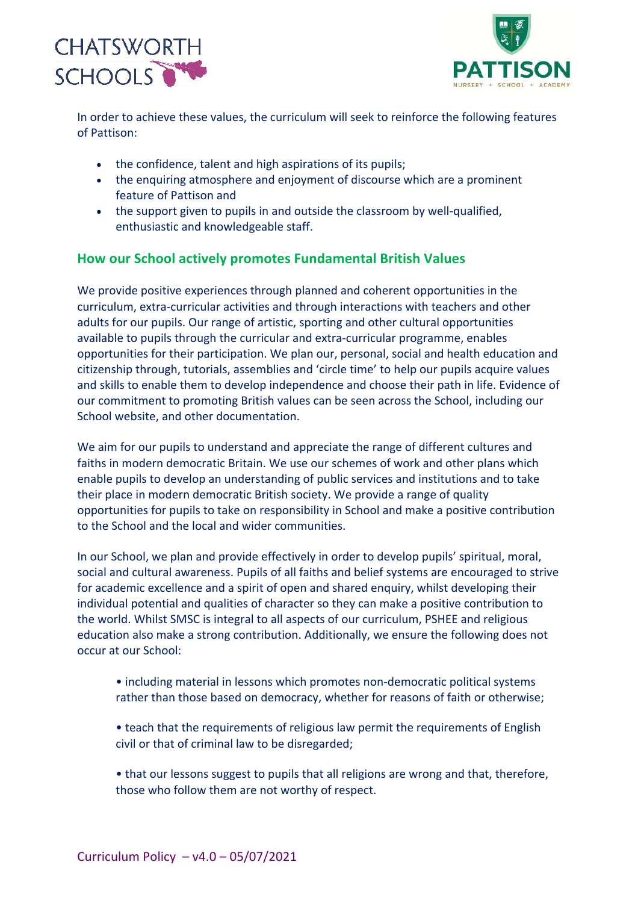In order to achieve these values, the curriculum will seek to reinforce the following features of Pattison:

- the confidence, talent and high aspirations of its pupils;
- the enquiring atmosphere and enjoyment of discourse which are a prominent feature of Pattison and
- the support given to pupils in and outside the classroom by well-qualified, enthusiastic and knowledgeable staff.

## How our School actively promotes Fundamental British Values

We provide positive experiences through planned and coherent opportunities in the curriculum, extra-curricular activities and through interactions with teachers and other adults for our pupils. Our range of artistic, sporting and other cultural opportunities available to pupils through the curricular and extra-curricular programme, enables opportunities for their participation. We plan our, personal, social and health education and citizenship through, tutorials, assemblies and 'circle time' to help our pupils acquire values and skills to enable them to develop independence and choose their path in life. Evidence of our commitment to promoting British values can be seen across the School, including our School website, and other documentation.

We aim for our pupils to understand and appreciate the range of different cultures and faiths in modern democratic Britain. We use our schemes of work and other plans which enable pupils to develop an understanding of public services and institutions and to take their place in modern democratic British society. We provide a range of quality opportunities for pupils to take on responsibility in School and make a positive contribution to the School and the local and wider communities.

In our School, we plan and provide effectively in order to develop pupils' spiritual, moral, social and cultural awareness. Pupils of all faiths and belief systems are encouraged to strive for academic excellence and a spirit of open and shared enquiry, whilst developing their individual potential and qualities of character so they can make a positive contribution to the world. Whilst SMSC is integral to all aspects of our curriculum, PSHEE and religious education also make a strong contribution. Additionally, we ensure the following does not occur at our School:

- including material in lessons which promotes non-democratic political systems rather than those based on democracy, whether for reasons of faith or otherwise;

- teach that the requirements of religious law permit the requirements of English civil or that of criminal law to be disregarded;

- that our lessons suggest to pupils that all religions are wrong and that, therefore, those who follow them are not worthy of respect.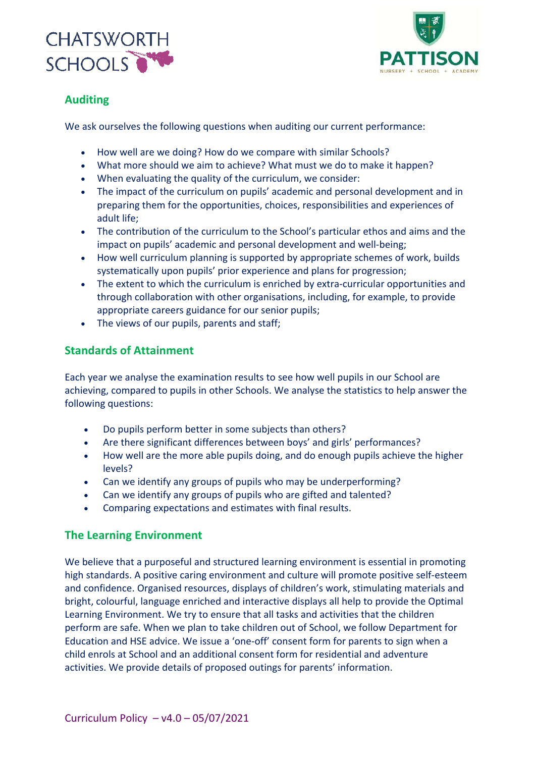## Auditing

We ask ourselves the following questions when auditing our current performance:

- How well are we doing? How do we compare with similar Schools?
- What more should we aim to achieve? What must we do to make it happen?
- When evaluating the quality of the curriculum, we consider:
- The impact of the curriculum on pupils' academic and personal development and in preparing them for the opportunities, choices, responsibilities and experiences of adult life;
- The contribution of the curriculum to the School's particular ethos and aims and the impact on pupils' academic and personal development and well-being;
- How well curriculum planning is supported by appropriate schemes of work, builds systematically upon pupils' prior experience and plans for progression;
- The extent to which the curriculum is enriched by extra-curricular opportunities and through collaboration with other organisations, including, for example, to provide appropriate careers guidance for our senior pupils;
- The views of our pupils, parents and staff;

## Standards of Attainment

Each year we analyse the examination results to see how well pupils in our School are achieving, compared to pupils in other Schools. We analyse the statistics to help answer the following questions:

- Do pupils perform better in some subjects than others?
- Are there significant differences between boys' and girls' performances?
- How well are the more able pupils doing, and do enough pupils achieve the higher levels?
- Can we identify any groups of pupils who may be underperforming?
- Can we identify any groups of pupils who are gifted and talented?
- Comparing expectations and estimates with final results.

## The Learning Environment

We believe that a purposeful and structured learning environment is essential in promoting high standards. A positive caring environment and culture will promote positive self-esteem and confidence. Organised resources, displays of children's work, stimulating materials and bright, colourful, language enriched and interactive displays all help to provide the Optimal Learning Environment. We try to ensure that all tasks and activities that the children perform are safe. When we plan to take children out of School, we follow Department for Education and HSE advice. We issue a 'one-off' consent form for parents to sign when a child enrols at School and an additional consent form for residential and adventure activities. We provide details of proposed outings for parents' information.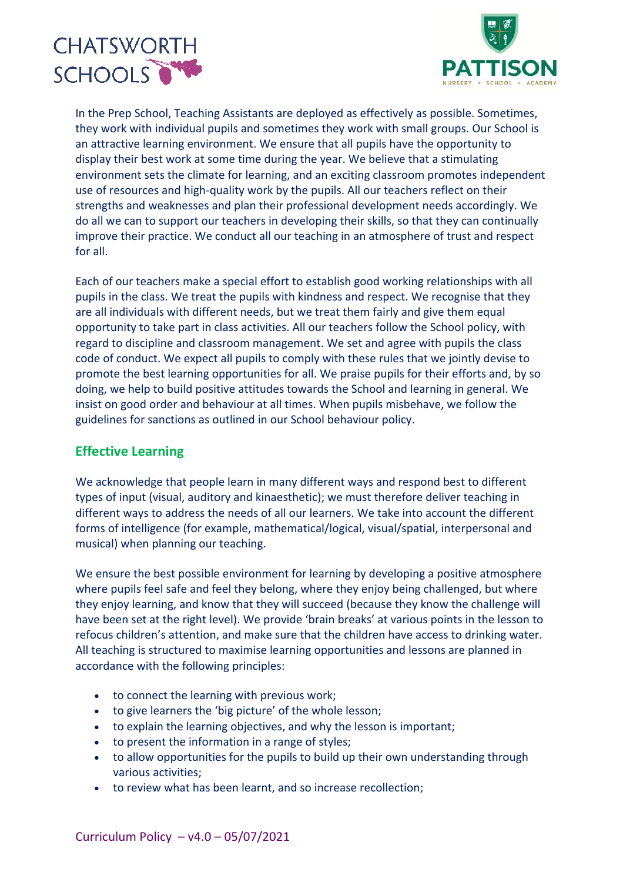In the Prep School, Teaching Assistants are deployed as effectively as possible. Sometimes, they work with individual pupils and sometimes they work with small groups. Our School is an attractive learning environment. We ensure that all pupils have the opportunity to display their best work at some time during the year. We believe that a stimulating environment sets the climate for learning, and an exciting classroom promotes independent use of resources and high-quality work by the pupils. All our teachers reflect on their strengths and weaknesses and plan their professional development needs accordingly. We do all we can to support our teachers in developing their skills, so that they can continually improve their practice. We conduct all our teaching in an atmosphere of trust and respect for all.

Each of our teachers make a special effort to establish good working relationships with all pupils in the class. We treat the pupils with kindness and respect. We recognise that they are all individuals with different needs, but we treat them fairly and give them equal opportunity to take part in class activities. All our teachers follow the School policy, with regard to discipline and classroom management. We set and agree with pupils the class code of conduct. We expect all pupils to comply with these rules that we jointly devise to promote the best learning opportunities for all. We praise pupils for their efforts and, by so doing, we help to build positive attitudes towards the School and learning in general. We insist on good order and behaviour at all times. When pupils misbehave, we follow the guidelines for sanctions as outlined in our School behaviour policy.

## Effective Learning

We acknowledge that people learn in many different ways and respond best to different types of input (visual, auditory and kinaesthetic); we must therefore deliver teaching in different ways to address the needs of all our learners. We take into account the different forms of intelligence (for example, mathematical/logical, visual/spatial, interpersonal and musical) when planning our teaching.

We ensure the best possible environment for learning by developing a positive atmosphere where pupils feel safe and feel they belong, where they enjoy being challenged, but where they enjoy learning, and know that they will succeed (because they know the challenge will have been set at the right level). We provide 'brain breaks' at various points in the lesson to refocus children's attention, and make sure that the children have access to drinking water. All teaching is structured to maximise learning opportunities and lessons are planned in accordance with the following principles:

- to connect the learning with previous work;
- to give learners the 'big picture' of the whole lesson;
- to explain the learning objectives, and why the lesson is important;
- to present the information in a range of styles;
- to allow opportunities for the pupils to build up their own understanding through various activities;
- to review what has been learnt, and so increase recollection;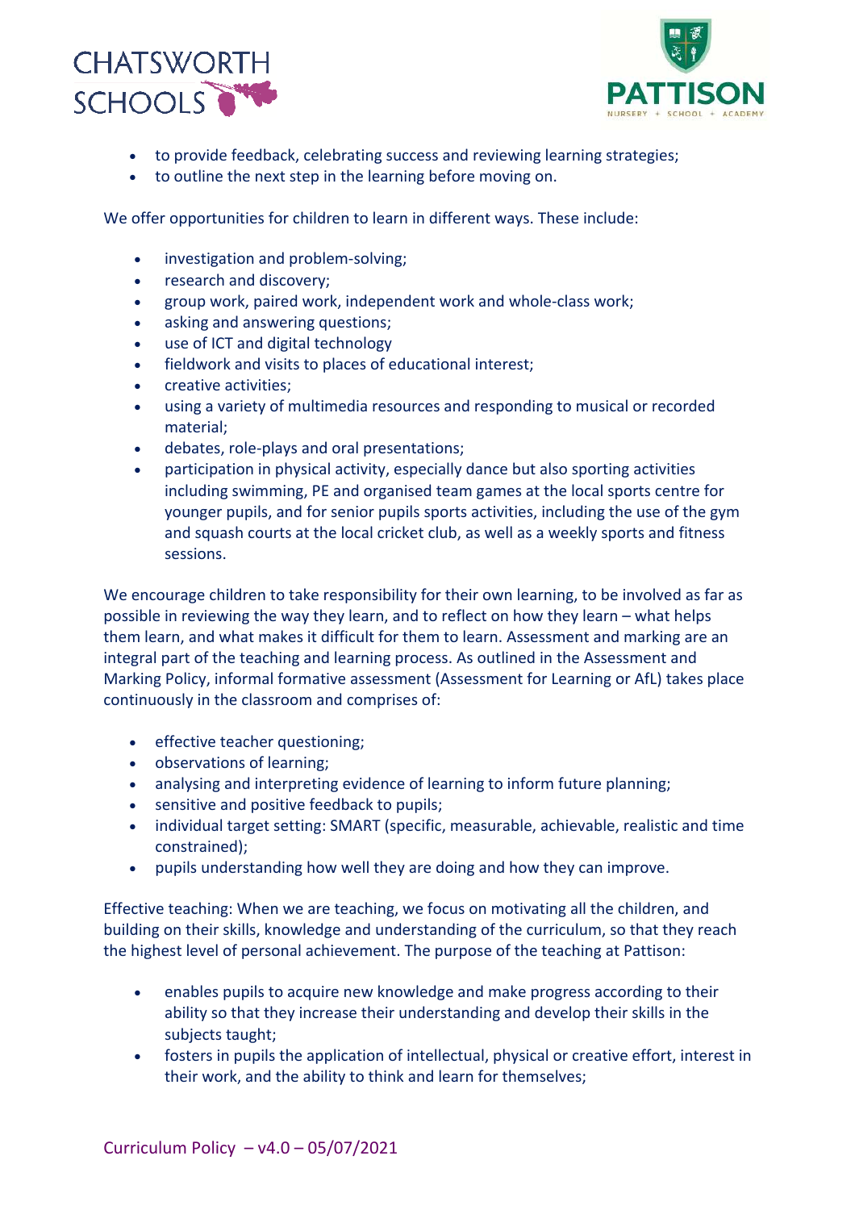- to provide feedback, celebrating success and reviewing learning strategies;
- to outline the next step in the learning before moving on.

We offer opportunities for children to learn in different ways. These include:

- investigation and problem-solving;
- research and discovery;
- group work, paired work, independent work and whole-class work;
- asking and answering questions;
- use of ICT and digital technology
- fieldwork and visits to places of educational interest;
- creative activities;
- using a variety of multimedia resources and responding to musical or recorded material;
- debates, role-plays and oral presentations;
- participation in physical activity, especially dance but also sporting activities including swimming, PE and organised team games at the local sports centre for younger pupils, and for senior pupils sports activities, including the use of the gym and squash courts at the local cricket club, as well as a weekly sports and fitness sessions.

We encourage children to take responsibility for their own learning, to be involved as far as possible in reviewing the way they learn, and to reflect on how they learn – what helps them learn, and what makes it difficult for them to learn. Assessment and marking are an integral part of the teaching and learning process. As outlined in the Assessment and Marking Policy, informal formative assessment (Assessment for Learning or AfL) takes place continuously in the classroom and comprises of:

- effective teacher questioning;
- observations of learning;
- analysing and interpreting evidence of learning to inform future planning;
- sensitive and positive feedback to pupils;
- individual target setting: SMART (specific, measurable, achievable, realistic and time constrained);
- pupils understanding how well they are doing and how they can improve.

Effective teaching: When we are teaching, we focus on motivating all the children, and building on their skills, knowledge and understanding of the curriculum, so that they reach the highest level of personal achievement. The purpose of the teaching at Pattison:

- enables pupils to acquire new knowledge and make progress according to their ability so that they increase their understanding and develop their skills in the subjects taught;
- fosters in pupils the application of intellectual, physical or creative effort, interest in their work, and the ability to think and learn for themselves;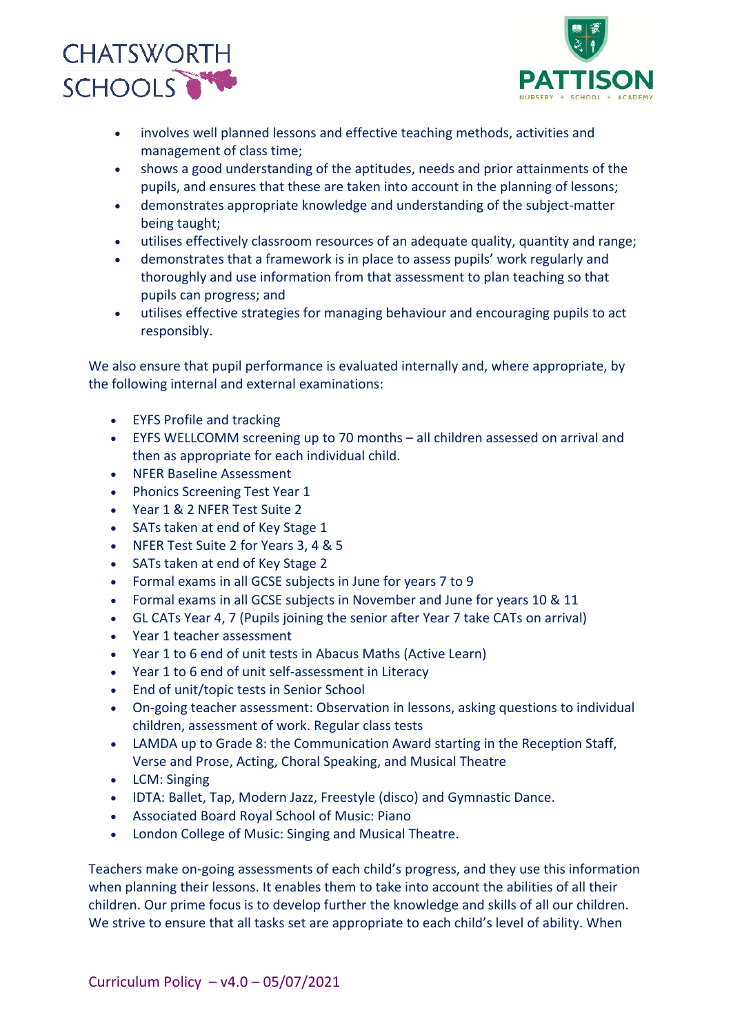- involves well planned lessons and effective teaching methods, activities and management of class time;
- shows a good understanding of the aptitudes, needs and prior attainments of the pupils, and ensures that these are taken into account in the planning of lessons;
- demonstrates appropriate knowledge and understanding of the subject-matter being taught;
- utilises effectively classroom resources of an adequate quality, quantity and range;
- demonstrates that a framework is in place to assess pupils' work regularly and thoroughly and use information from that assessment to plan teaching so that pupils can progress; and
- utilises effective strategies for managing behaviour and encouraging pupils to act responsibly.

We also ensure that pupil performance is evaluated internally and, where appropriate, by the following internal and external examinations:

- EYFS Profile and tracking
- EYFS WELLCOMM screening up to 70 months – all children assessed on arrival and then as appropriate for each individual child.
- NFER Baseline Assessment
- Phonics Screening Test Year 1
- Year 1 & 2 NFER Test Suite 2
- SATs taken at end of Key Stage 1
- NFER Test Suite 2 for Years 3, 4 & 5
- SATs taken at end of Key Stage 2
- Formal exams in all GCSE subjects in June for years 7 to 9
- Formal exams in all GCSE subjects in November and June for years 10 & 11
- GL CATs Year 4, 7 (Pupils joining the senior after Year 7 take CATs on arrival)
- Year 1 teacher assessment
- Year 1 to 6 end of unit tests in Abacus Maths (Active Learn)
- Year 1 to 6 end of unit self-assessment in Literacy
- End of unit/topic tests in Senior School
- On-going teacher assessment: Observation in lessons, asking questions to individual children, assessment of work. Regular class tests
- LAMDA up to Grade 8: the Communication Award starting in the Reception Staff, Verse and Prose, Acting, Choral Speaking, and Musical Theatre
- LCM: Singing
- IDTA: Ballet, Tap, Modern Jazz, Freestyle (disco) and Gymnastic Dance.
- Associated Board Royal School of Music: Piano
- London College of Music: Singing and Musical Theatre.

Teachers make on-going assessments of each child's progress, and they use this information when planning their lessons. It enables them to take into account the abilities of all their children. Our prime focus is to develop further the knowledge and skills of all our children. We strive to ensure that all tasks set are appropriate to each child's level of ability. When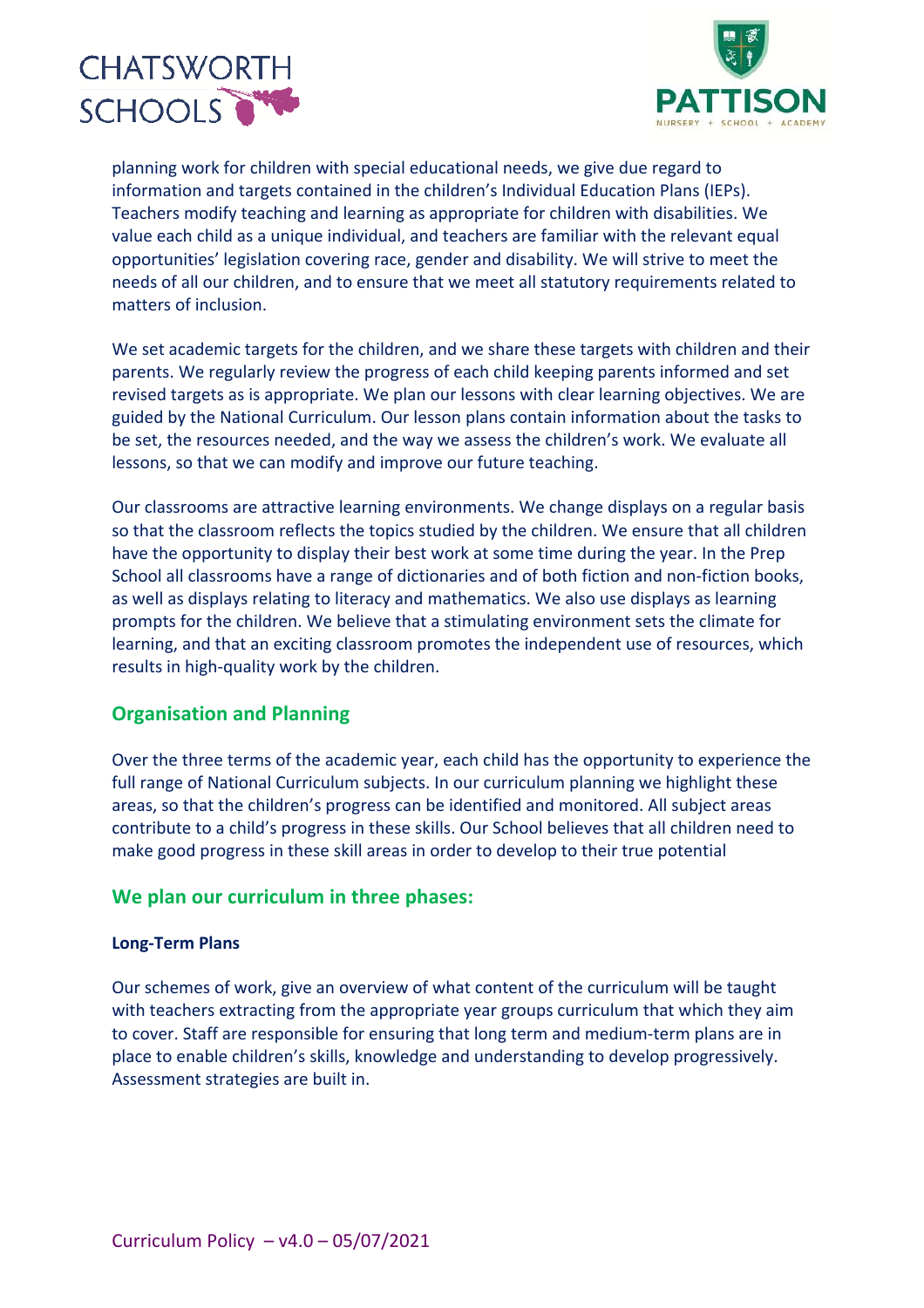planning work for children with special educational needs, we give due regard to information and targets contained in the children's Individual Education Plans (IEPs). Teachers modify teaching and learning as appropriate for children with disabilities. We value each child as a unique individual, and teachers are familiar with the relevant equal opportunities' legislation covering race, gender and disability. We will strive to meet the needs of all our children, and to ensure that we meet all statutory requirements related to matters of inclusion.

We set academic targets for the children, and we share these targets with children and their parents. We regularly review the progress of each child keeping parents informed and set revised targets as is appropriate. We plan our lessons with clear learning objectives. We are guided by the National Curriculum. Our lesson plans contain information about the tasks to be set, the resources needed, and the way we assess the children's work. We evaluate all lessons, so that we can modify and improve our future teaching.

Our classrooms are attractive learning environments. We change displays on a regular basis so that the classroom reflects the topics studied by the children. We ensure that all children have the opportunity to display their best work at some time during the year. In the Prep School all classrooms have a range of dictionaries and of both fiction and non-fiction books, as well as displays relating to literacy and mathematics. We also use displays as learning prompts for the children. We believe that a stimulating environment sets the climate for learning, and that an exciting classroom promotes the independent use of resources, which results in high-quality work by the children.

## Organisation and Planning

Over the three terms of the academic year, each child has the opportunity to experience the full range of National Curriculum subjects. In our curriculum planning we highlight these areas, so that the children's progress can be identified and monitored. All subject areas contribute to a child's progress in these skills. Our School believes that all children need to make good progress in these skill areas in order to develop to their true potential

## We plan our curriculum in three phases:

### Long-Term Plans

Our schemes of work, give an overview of what content of the curriculum will be taught with teachers extracting from the appropriate year groups curriculum that which they aim to cover. Staff are responsible for ensuring that long term and medium-term plans are in place to enable children's skills, knowledge and understanding to develop progressively. Assessment strategies are built in.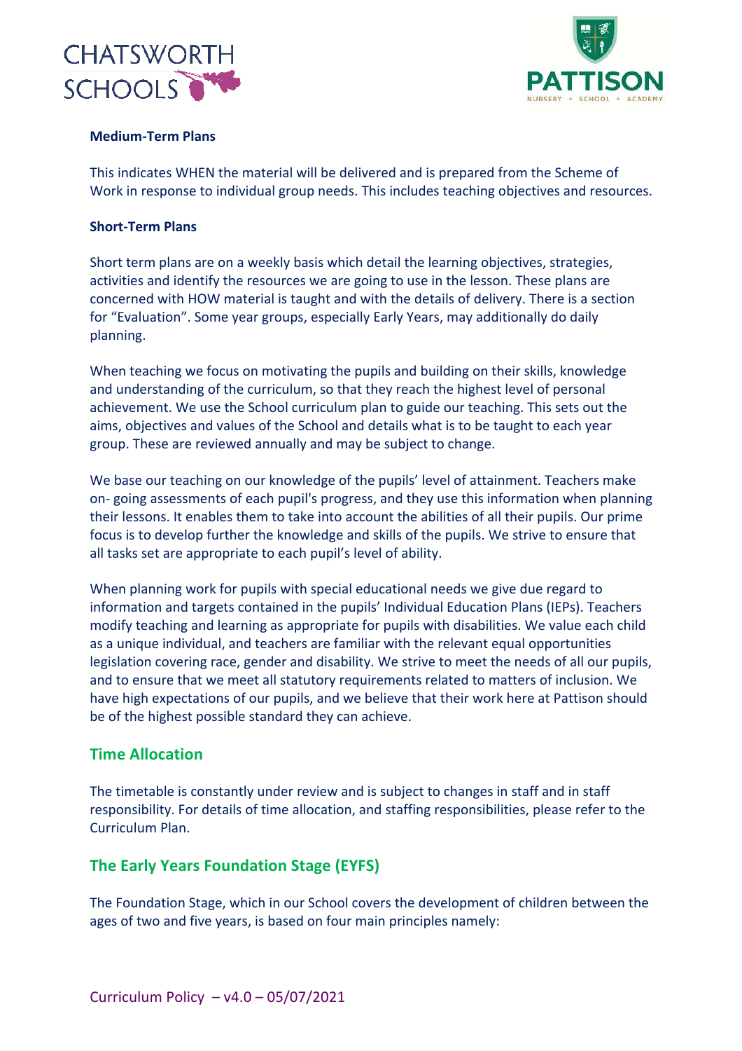### Medium-Term Plans

This indicates WHEN the material will be delivered and is prepared from the Scheme of Work in response to individual group needs. This includes teaching objectives and resources.

### Short-Term Plans

Short term plans are on a weekly basis which detail the learning objectives, strategies, activities and identify the resources we are going to use in the lesson. These plans are concerned with HOW material is taught and with the details of delivery. There is a section for "Evaluation". Some year groups, especially Early Years, may additionally do daily planning.

When teaching we focus on motivating the pupils and building on their skills, knowledge and understanding of the curriculum, so that they reach the highest level of personal achievement. We use the School curriculum plan to guide our teaching. This sets out the aims, objectives and values of the School and details what is to be taught to each year group. These are reviewed annually and may be subject to change.

We base our teaching on our knowledge of the pupils' level of attainment. Teachers make on- going assessments of each pupil's progress, and they use this information when planning their lessons. It enables them to take into account the abilities of all their pupils. Our prime focus is to develop further the knowledge and skills of the pupils. We strive to ensure that all tasks set are appropriate to each pupil's level of ability.

When planning work for pupils with special educational needs we give due regard to information and targets contained in the pupils' Individual Education Plans (IEPs). Teachers modify teaching and learning as appropriate for pupils with disabilities. We value each child as a unique individual, and teachers are familiar with the relevant equal opportunities legislation covering race, gender and disability. We strive to meet the needs of all our pupils, and to ensure that we meet all statutory requirements related to matters of inclusion. We have high expectations of our pupils, and we believe that their work here at Pattison should be of the highest possible standard they can achieve.

## Time Allocation

The timetable is constantly under review and is subject to changes in staff and in staff responsibility. For details of time allocation, and staffing responsibilities, please refer to the Curriculum Plan.

## The Early Years Foundation Stage (EYFS)

The Foundation Stage, which in our School covers the development of children between the ages of two and five years, is based on four main principles namely: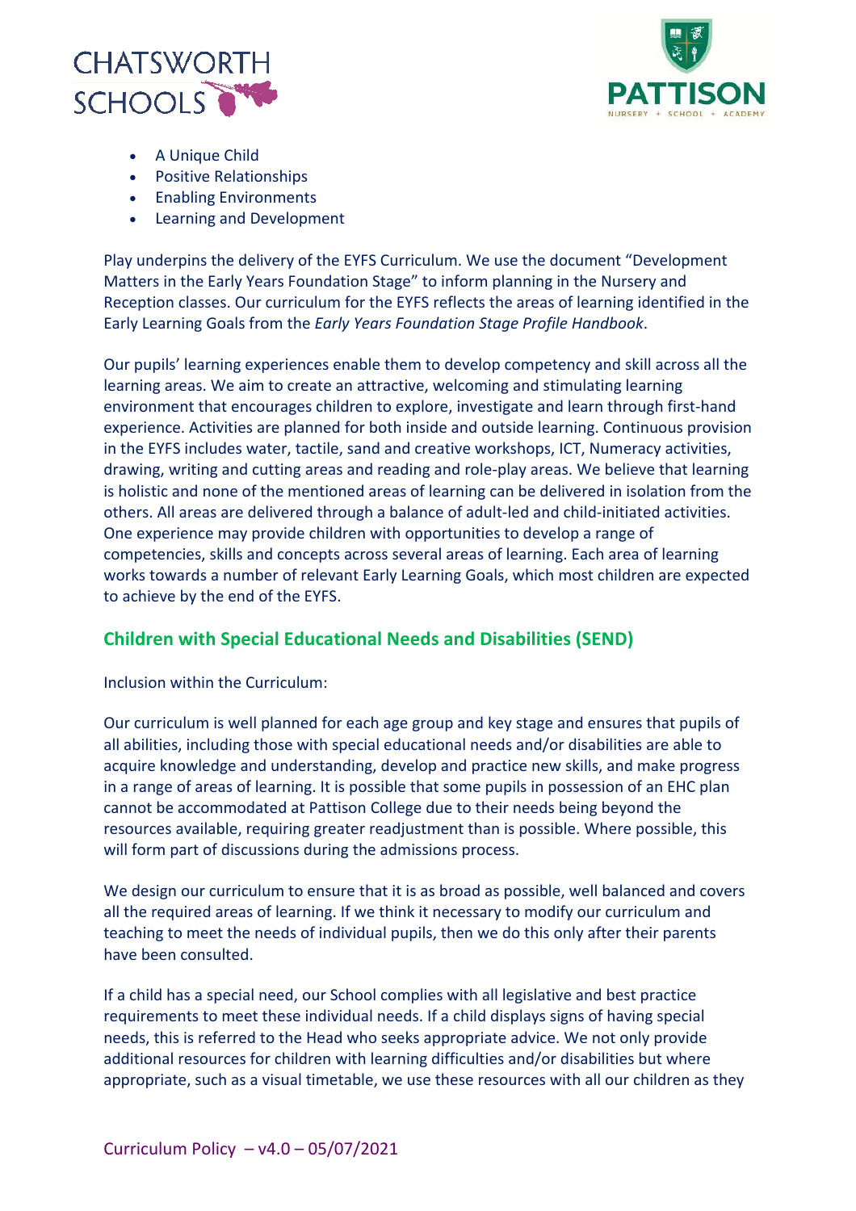- A Unique Child
- Positive Relationships
- Enabling Environments
- Learning and Development

Play underpins the delivery of the EYFS Curriculum. We use the document "Development Matters in the Early Years Foundation Stage" to inform planning in the Nursery and Reception classes. Our curriculum for the EYFS reflects the areas of learning identified in the Early Learning Goals from the *Early Years Foundation Stage Profile Handbook*.

Our pupils' learning experiences enable them to develop competency and skill across all the learning areas. We aim to create an attractive, welcoming and stimulating learning environment that encourages children to explore, investigate and learn through first-hand experience. Activities are planned for both inside and outside learning. Continuous provision in the EYFS includes water, tactile, sand and creative workshops, ICT, Numeracy activities, drawing, writing and cutting areas and reading and role-play areas. We believe that learning is holistic and none of the mentioned areas of learning can be delivered in isolation from the others. All areas are delivered through a balance of adult-led and child-initiated activities. One experience may provide children with opportunities to develop a range of competencies, skills and concepts across several areas of learning. Each area of learning works towards a number of relevant Early Learning Goals, which most children are expected to achieve by the end of the EYFS.

## Children with Special Educational Needs and Disabilities (SEND)

Inclusion within the Curriculum:

Our curriculum is well planned for each age group and key stage and ensures that pupils of all abilities, including those with special educational needs and/or disabilities are able to acquire knowledge and understanding, develop and practice new skills, and make progress in a range of areas of learning. It is possible that some pupils in possession of an EHC plan cannot be accommodated at Pattison College due to their needs being beyond the resources available, requiring greater readjustment than is possible. Where possible, this will form part of discussions during the admissions process.

We design our curriculum to ensure that it is as broad as possible, well balanced and covers all the required areas of learning. If we think it necessary to modify our curriculum and teaching to meet the needs of individual pupils, then we do this only after their parents have been consulted.

If a child has a special need, our School complies with all legislative and best practice requirements to meet these individual needs. If a child displays signs of having special needs, this is referred to the Head who seeks appropriate advice. We not only provide additional resources for children with learning difficulties and/or disabilities but where appropriate, such as a visual timetable, we use these resources with all our children as they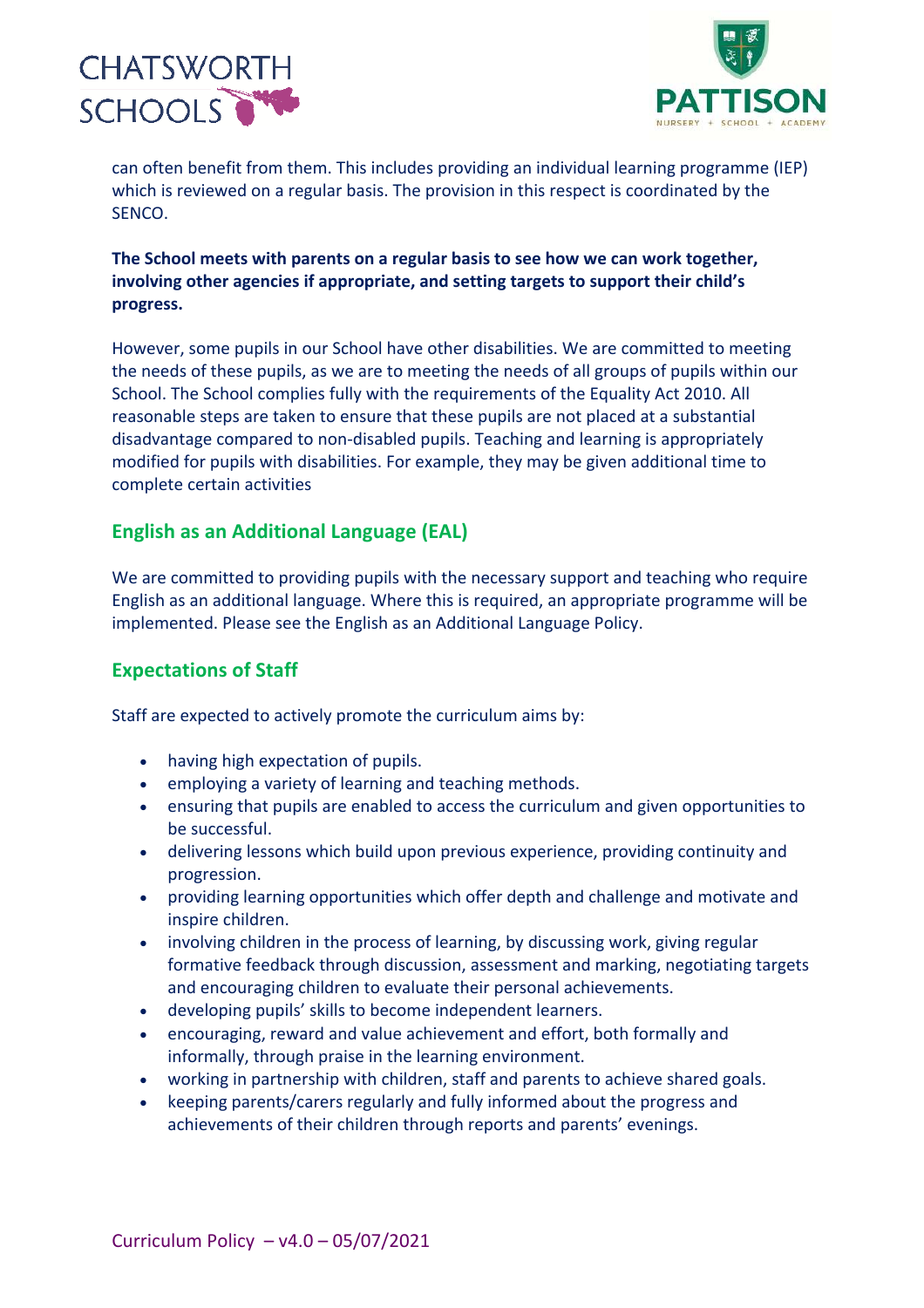can often benefit from them. This includes providing an individual learning programme (IEP) which is reviewed on a regular basis. The provision in this respect is coordinated by the SENCO.

**The School meets with parents on a regular basis to see how we can work together, involving other agencies if appropriate, and setting targets to support their child's progress.**

However, some pupils in our School have other disabilities. We are committed to meeting the needs of these pupils, as we are to meeting the needs of all groups of pupils within our School. The School complies fully with the requirements of the Equality Act 2010. All reasonable steps are taken to ensure that these pupils are not placed at a substantial disadvantage compared to non-disabled pupils. Teaching and learning is appropriately modified for pupils with disabilities. For example, they may be given additional time to complete certain activities

## English as an Additional Language (EAL)

We are committed to providing pupils with the necessary support and teaching who require English as an additional language. Where this is required, an appropriate programme will be implemented. Please see the English as an Additional Language Policy.

## Expectations of Staff

Staff are expected to actively promote the curriculum aims by:

- having high expectation of pupils.
- employing a variety of learning and teaching methods.
- ensuring that pupils are enabled to access the curriculum and given opportunities to be successful.
- delivering lessons which build upon previous experience, providing continuity and progression.
- providing learning opportunities which offer depth and challenge and motivate and inspire children.
- involving children in the process of learning, by discussing work, giving regular formative feedback through discussion, assessment and marking, negotiating targets and encouraging children to evaluate their personal achievements.
- developing pupils' skills to become independent learners.
- encouraging, reward and value achievement and effort, both formally and informally, through praise in the learning environment.
- working in partnership with children, staff and parents to achieve shared goals.
- keeping parents/carers regularly and fully informed about the progress and achievements of their children through reports and parents' evenings.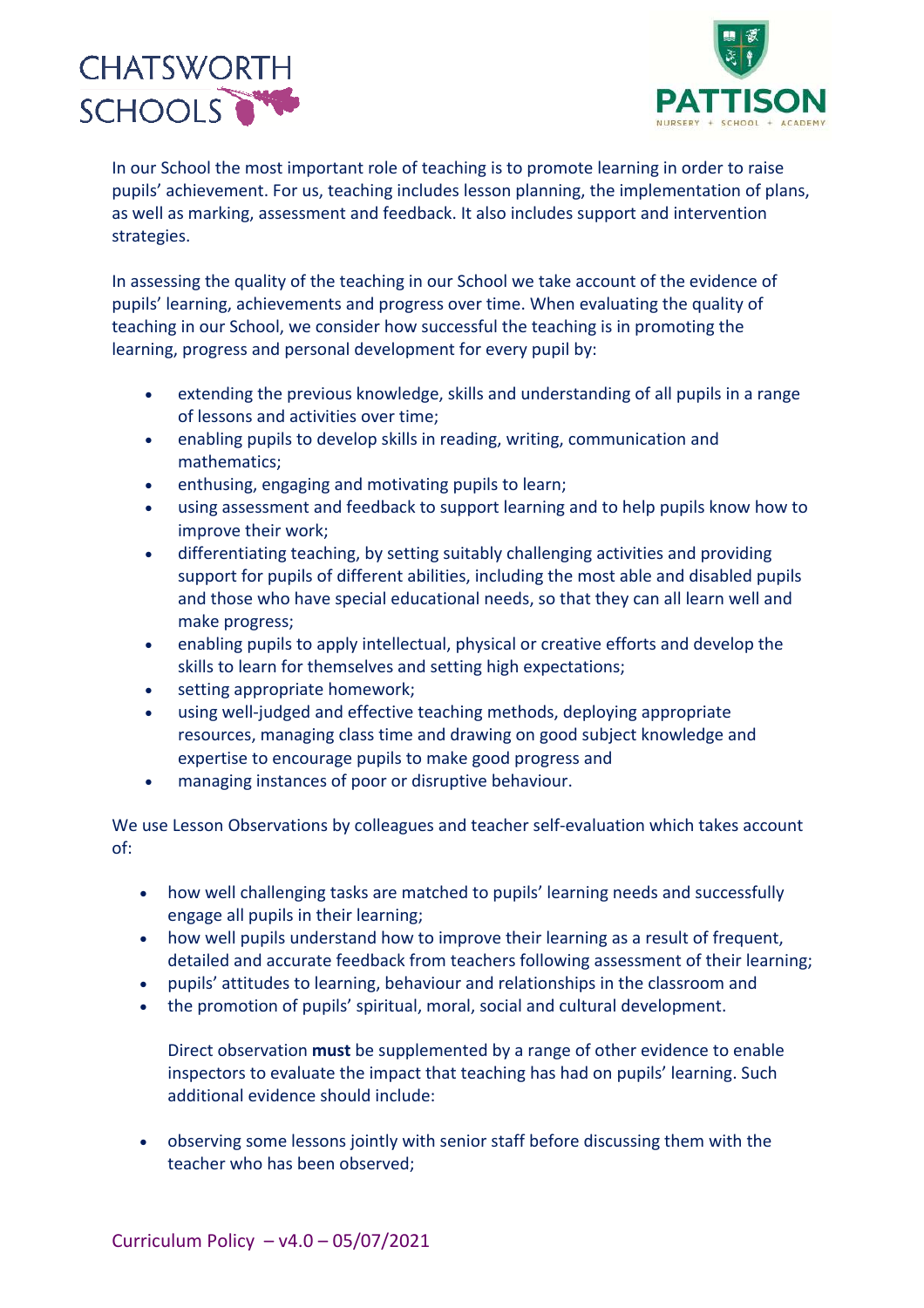In our School the most important role of teaching is to promote learning in order to raise pupils' achievement. For us, teaching includes lesson planning, the implementation of plans, as well as marking, assessment and feedback. It also includes support and intervention strategies.

In assessing the quality of the teaching in our School we take account of the evidence of pupils' learning, achievements and progress over time. When evaluating the quality of teaching in our School, we consider how successful the teaching is in promoting the learning, progress and personal development for every pupil by:

- extending the previous knowledge, skills and understanding of all pupils in a range of lessons and activities over time;
- enabling pupils to develop skills in reading, writing, communication and mathematics;
- enthusing, engaging and motivating pupils to learn;
- using assessment and feedback to support learning and to help pupils know how to improve their work;
- differentiating teaching, by setting suitably challenging activities and providing support for pupils of different abilities, including the most able and disabled pupils and those who have special educational needs, so that they can all learn well and make progress;
- enabling pupils to apply intellectual, physical or creative efforts and develop the skills to learn for themselves and setting high expectations;
- setting appropriate homework;
- using well-judged and effective teaching methods, deploying appropriate resources, managing class time and drawing on good subject knowledge and expertise to encourage pupils to make good progress and
- managing instances of poor or disruptive behaviour.

We use Lesson Observations by colleagues and teacher self-evaluation which takes account of:

- how well challenging tasks are matched to pupils' learning needs and successfully engage all pupils in their learning;
- how well pupils understand how to improve their learning as a result of frequent, detailed and accurate feedback from teachers following assessment of their learning;
- pupils' attitudes to learning, behaviour and relationships in the classroom and
- the promotion of pupils' spiritual, moral, social and cultural development.

  Direct observation **must** be supplemented by a range of other evidence to enable inspectors to evaluate the impact that teaching has had on pupils' learning. Such additional evidence should include:

- observing some lessons jointly with senior staff before discussing them with the teacher who has been observed;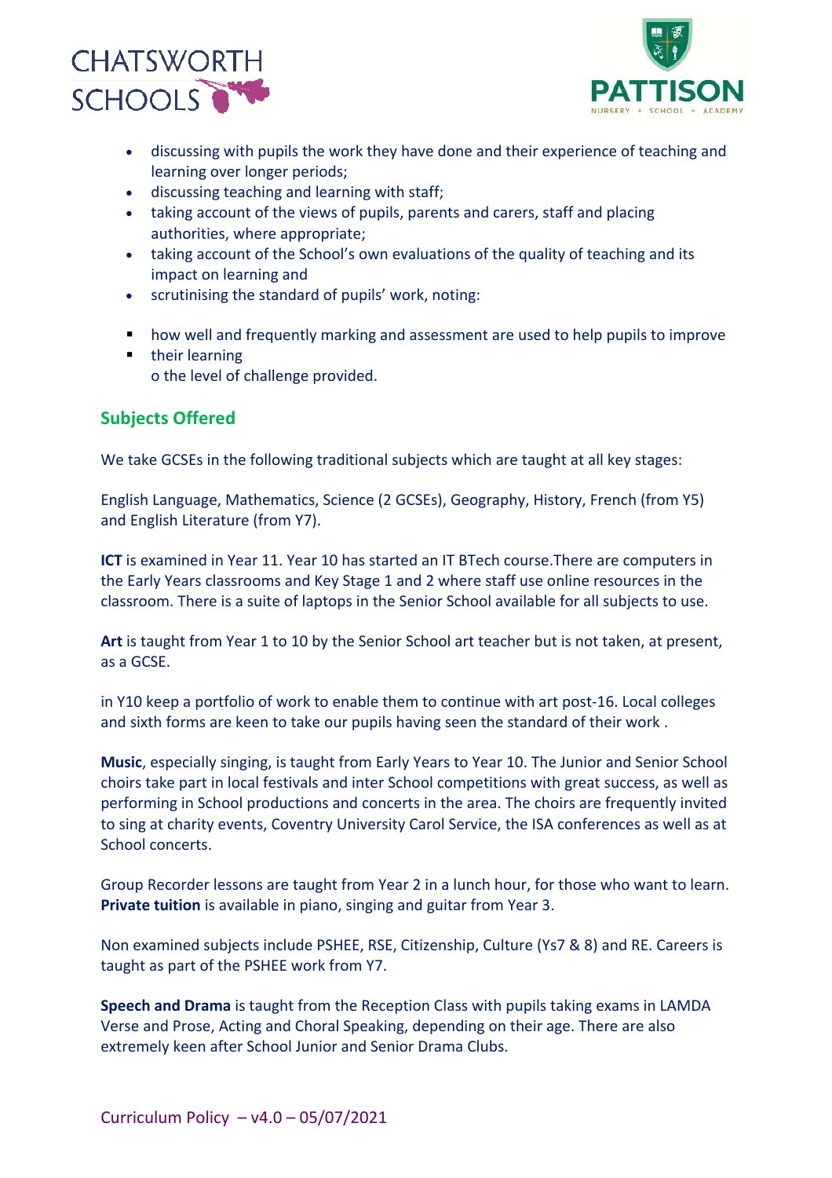- discussing with pupils the work they have done and their experience of teaching and learning over longer periods;
- discussing teaching and learning with staff;
- taking account of the views of pupils, parents and carers, staff and placing authorities, where appropriate;
- taking account of the School's own evaluations of the quality of teaching and its impact on learning and
- scrutinising the standard of pupils' work, noting:

▪ how well and frequently marking and assessment are used to help pupils to improve
▪ their learning
o the level of challenge provided.

## Subjects Offered

We take GCSEs in the following traditional subjects which are taught at all key stages:

English Language, Mathematics, Science (2 GCSEs), Geography, History, French (from Y5) and English Literature (from Y7).

**ICT** is examined in Year 11. Year 10 has started an IT BTech course.There are computers in the Early Years classrooms and Key Stage 1 and 2 where staff use online resources in the classroom. There is a suite of laptops in the Senior School available for all subjects to use.

**Art** is taught from Year 1 to 10 by the Senior School art teacher but is not taken, at present, as a GCSE.

in Y10 keep a portfolio of work to enable them to continue with art post-16. Local colleges and sixth forms are keen to take our pupils having seen the standard of their work .

**Music**, especially singing, is taught from Early Years to Year 10. The Junior and Senior School choirs take part in local festivals and inter School competitions with great success, as well as performing in School productions and concerts in the area. The choirs are frequently invited to sing at charity events, Coventry University Carol Service, the ISA conferences as well as at School concerts.

Group Recorder lessons are taught from Year 2 in a lunch hour, for those who want to learn. **Private tuition** is available in piano, singing and guitar from Year 3.

Non examined subjects include PSHEE, RSE, Citizenship, Culture (Ys7 & 8) and RE. Careers is taught as part of the PSHEE work from Y7.

**Speech and Drama** is taught from the Reception Class with pupils taking exams in LAMDA Verse and Prose, Acting and Choral Speaking, depending on their age. There are also extremely keen after School Junior and Senior Drama Clubs.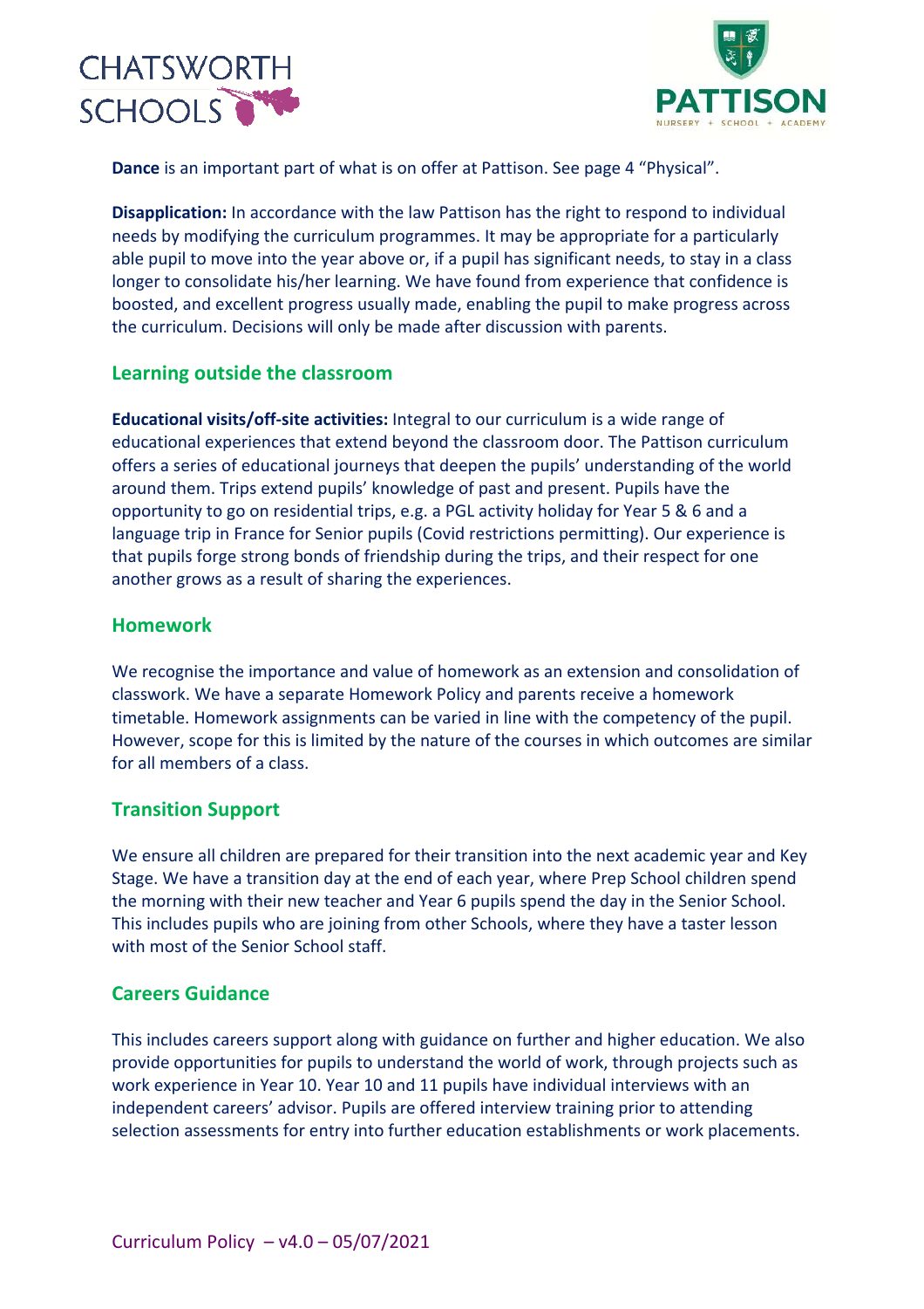**Dance** is an important part of what is on offer at Pattison. See page 4 "Physical".

**Disapplication:** In accordance with the law Pattison has the right to respond to individual needs by modifying the curriculum programmes. It may be appropriate for a particularly able pupil to move into the year above or, if a pupil has significant needs, to stay in a class longer to consolidate his/her learning. We have found from experience that confidence is boosted, and excellent progress usually made, enabling the pupil to make progress across the curriculum. Decisions will only be made after discussion with parents.

## Learning outside the classroom

**Educational visits/off-site activities:** Integral to our curriculum is a wide range of educational experiences that extend beyond the classroom door. The Pattison curriculum offers a series of educational journeys that deepen the pupils' understanding of the world around them. Trips extend pupils' knowledge of past and present. Pupils have the opportunity to go on residential trips, e.g. a PGL activity holiday for Year 5 & 6 and a language trip in France for Senior pupils (Covid restrictions permitting). Our experience is that pupils forge strong bonds of friendship during the trips, and their respect for one another grows as a result of sharing the experiences.

## Homework

We recognise the importance and value of homework as an extension and consolidation of classwork. We have a separate Homework Policy and parents receive a homework timetable. Homework assignments can be varied in line with the competency of the pupil. However, scope for this is limited by the nature of the courses in which outcomes are similar for all members of a class.

## Transition Support

We ensure all children are prepared for their transition into the next academic year and Key Stage. We have a transition day at the end of each year, where Prep School children spend the morning with their new teacher and Year 6 pupils spend the day in the Senior School. This includes pupils who are joining from other Schools, where they have a taster lesson with most of the Senior School staff.

## Careers Guidance

This includes careers support along with guidance on further and higher education. We also provide opportunities for pupils to understand the world of work, through projects such as work experience in Year 10. Year 10 and 11 pupils have individual interviews with an independent careers' advisor. Pupils are offered interview training prior to attending selection assessments for entry into further education establishments or work placements.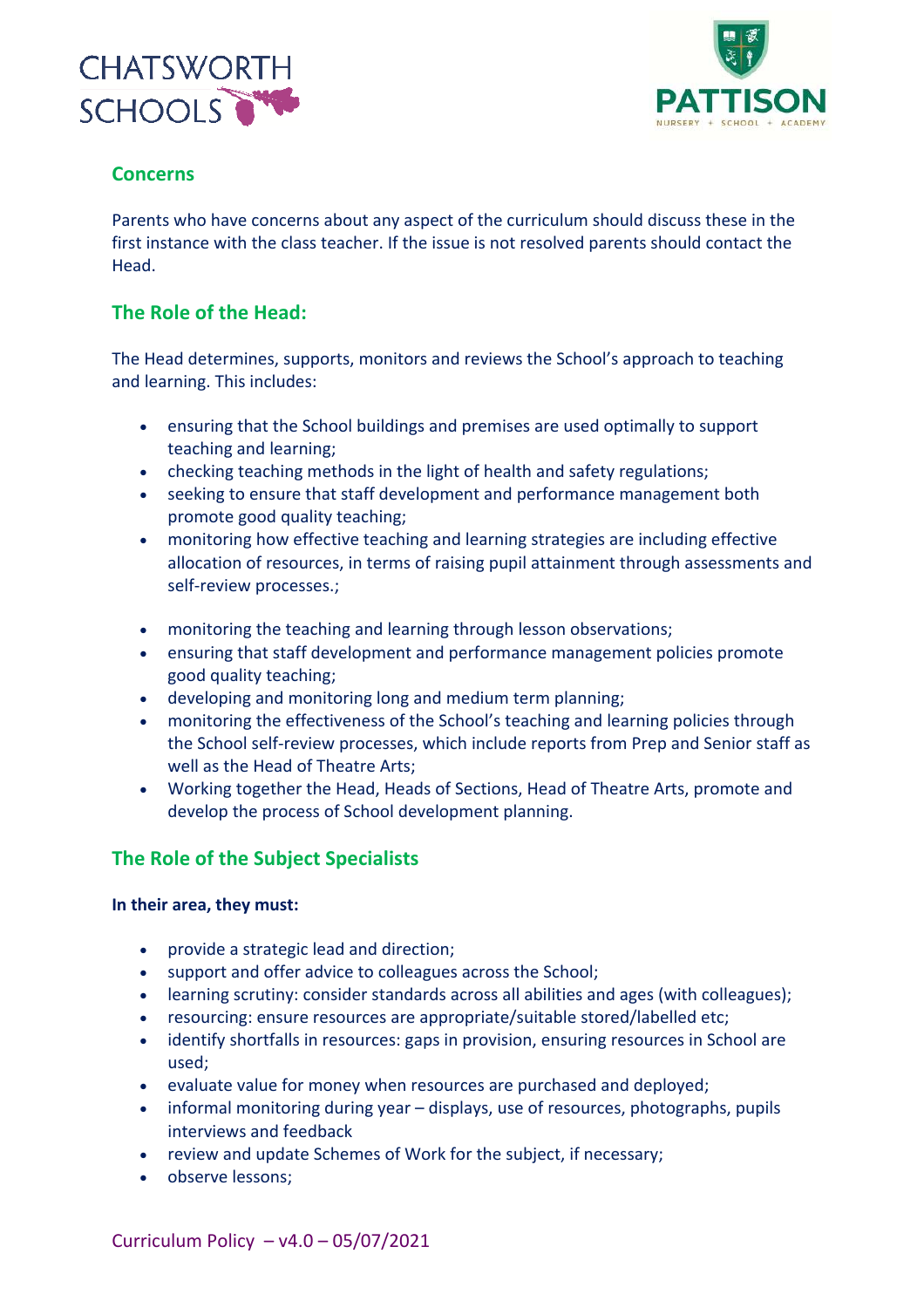## Concerns

Parents who have concerns about any aspect of the curriculum should discuss these in the first instance with the class teacher. If the issue is not resolved parents should contact the Head.

## The Role of the Head:

The Head determines, supports, monitors and reviews the School's approach to teaching and learning. This includes:

- ensuring that the School buildings and premises are used optimally to support teaching and learning;
- checking teaching methods in the light of health and safety regulations;
- seeking to ensure that staff development and performance management both promote good quality teaching;
- monitoring how effective teaching and learning strategies are including effective allocation of resources, in terms of raising pupil attainment through assessments and self-review processes.;
- monitoring the teaching and learning through lesson observations;
- ensuring that staff development and performance management policies promote good quality teaching;
- developing and monitoring long and medium term planning;
- monitoring the effectiveness of the School's teaching and learning policies through the School self-review processes, which include reports from Prep and Senior staff as well as the Head of Theatre Arts;
- Working together the Head, Heads of Sections, Head of Theatre Arts, promote and develop the process of School development planning.

## The Role of the Subject Specialists

**In their area, they must:**

- provide a strategic lead and direction;
- support and offer advice to colleagues across the School;
- learning scrutiny: consider standards across all abilities and ages (with colleagues);
- resourcing: ensure resources are appropriate/suitable stored/labelled etc;
- identify shortfalls in resources: gaps in provision, ensuring resources in School are used;
- evaluate value for money when resources are purchased and deployed;
- informal monitoring during year – displays, use of resources, photographs, pupils interviews and feedback
- review and update Schemes of Work for the subject, if necessary;
- observe lessons;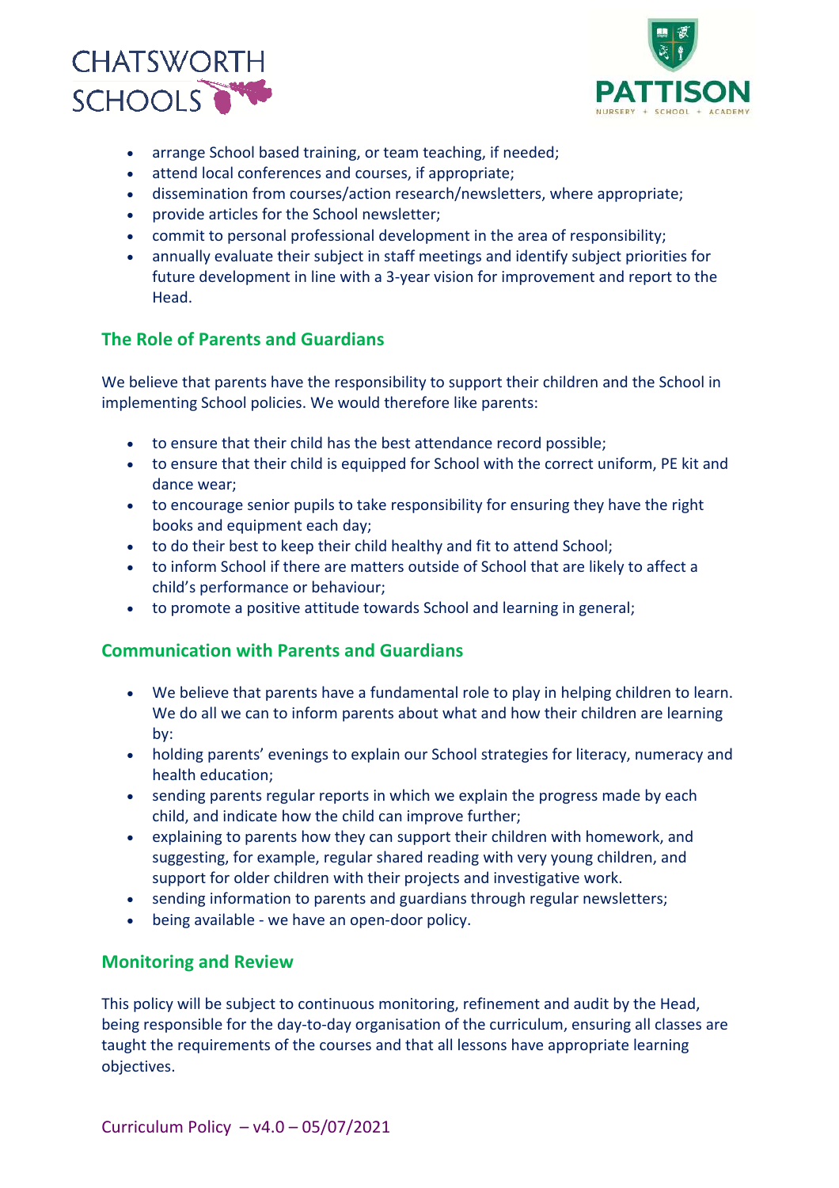- arrange School based training, or team teaching, if needed;
- attend local conferences and courses, if appropriate;
- dissemination from courses/action research/newsletters, where appropriate;
- provide articles for the School newsletter;
- commit to personal professional development in the area of responsibility;
- annually evaluate their subject in staff meetings and identify subject priorities for future development in line with a 3-year vision for improvement and report to the Head.

## The Role of Parents and Guardians

We believe that parents have the responsibility to support their children and the School in implementing School policies. We would therefore like parents:

- to ensure that their child has the best attendance record possible;
- to ensure that their child is equipped for School with the correct uniform, PE kit and dance wear;
- to encourage senior pupils to take responsibility for ensuring they have the right books and equipment each day;
- to do their best to keep their child healthy and fit to attend School;
- to inform School if there are matters outside of School that are likely to affect a child's performance or behaviour;
- to promote a positive attitude towards School and learning in general;

## Communication with Parents and Guardians

- We believe that parents have a fundamental role to play in helping children to learn. We do all we can to inform parents about what and how their children are learning by:
- holding parents' evenings to explain our School strategies for literacy, numeracy and health education;
- sending parents regular reports in which we explain the progress made by each child, and indicate how the child can improve further;
- explaining to parents how they can support their children with homework, and suggesting, for example, regular shared reading with very young children, and support for older children with their projects and investigative work.
- sending information to parents and guardians through regular newsletters;
- being available - we have an open-door policy.

## Monitoring and Review

This policy will be subject to continuous monitoring, refinement and audit by the Head, being responsible for the day-to-day organisation of the curriculum, ensuring all classes are taught the requirements of the courses and that all lessons have appropriate learning objectives.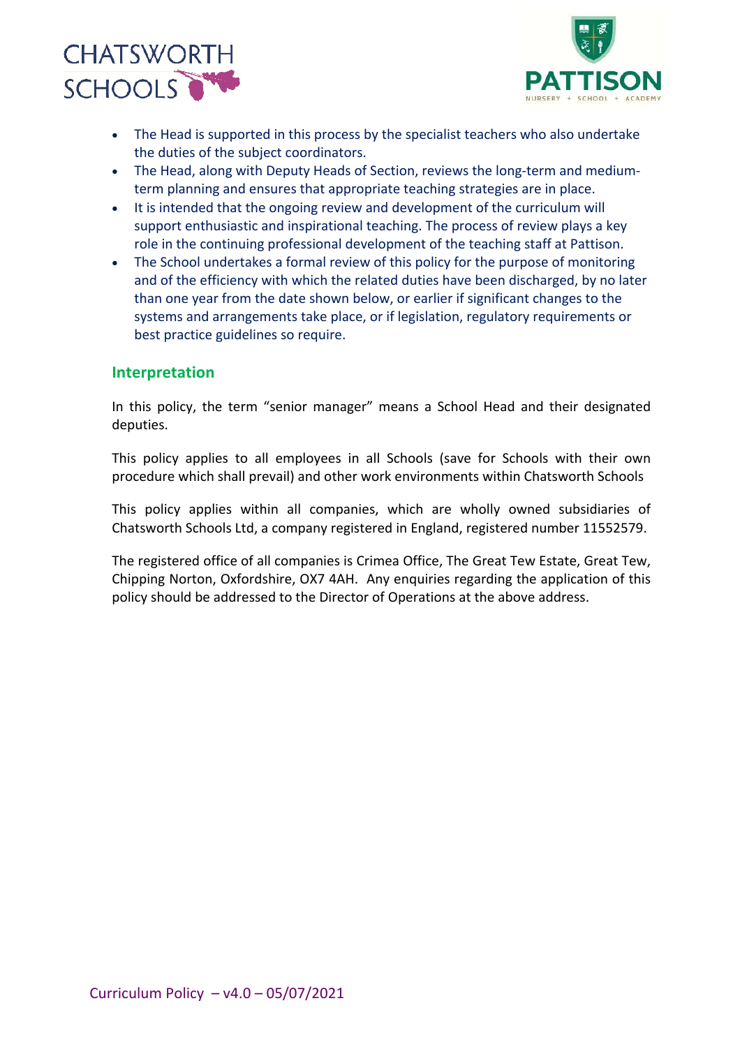- The Head is supported in this process by the specialist teachers who also undertake the duties of the subject coordinators.
- The Head, along with Deputy Heads of Section, reviews the long-term and medium-term planning and ensures that appropriate teaching strategies are in place.
- It is intended that the ongoing review and development of the curriculum will support enthusiastic and inspirational teaching. The process of review plays a key role in the continuing professional development of the teaching staff at Pattison.
- The School undertakes a formal review of this policy for the purpose of monitoring and of the efficiency with which the related duties have been discharged, by no later than one year from the date shown below, or earlier if significant changes to the systems and arrangements take place, or if legislation, regulatory requirements or best practice guidelines so require.

## Interpretation

In this policy, the term "senior manager" means a School Head and their designated deputies.

This policy applies to all employees in all Schools (save for Schools with their own procedure which shall prevail) and other work environments within Chatsworth Schools

This policy applies within all companies, which are wholly owned subsidiaries of Chatsworth Schools Ltd, a company registered in England, registered number 11552579.

The registered office of all companies is Crimea Office, The Great Tew Estate, Great Tew, Chipping Norton, Oxfordshire, OX7 4AH. Any enquiries regarding the application of this policy should be addressed to the Director of Operations at the above address.

Curriculum Policy – v4.0 – 05/07/2021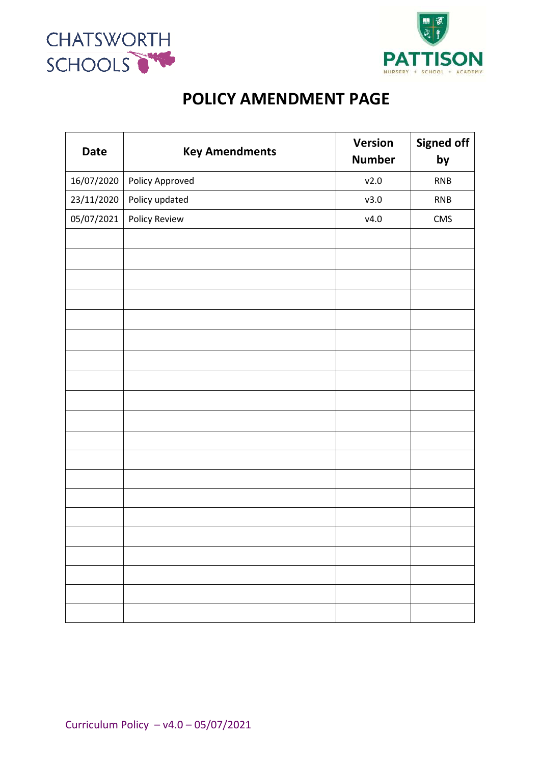CHATSWORTH SCHOOLS

PATTISON
NURSERY + SCHOOL + ACADEMY

# POLICY AMENDMENT PAGE

| Date | Key Amendments | Version Number | Signed off by |
|---|---|---|---|
| 16/07/2020 | Policy Approved | v2.0 | RNB |
| 23/11/2020 | Policy updated | v3.0 | RNB |
| 05/07/2021 | Policy Review | v4.0 | CMS |
| | | | |
| | | | |
| | | | |
| | | | |
| | | | |
| | | | |
| | | | |
| | | | |
| | | | |
| | | | |
| | | | |
| | | | |
| | | | |
| | | | |
| | | | |
| | | | |
| | | | |
| | | | |
| | | | |
| | | | |